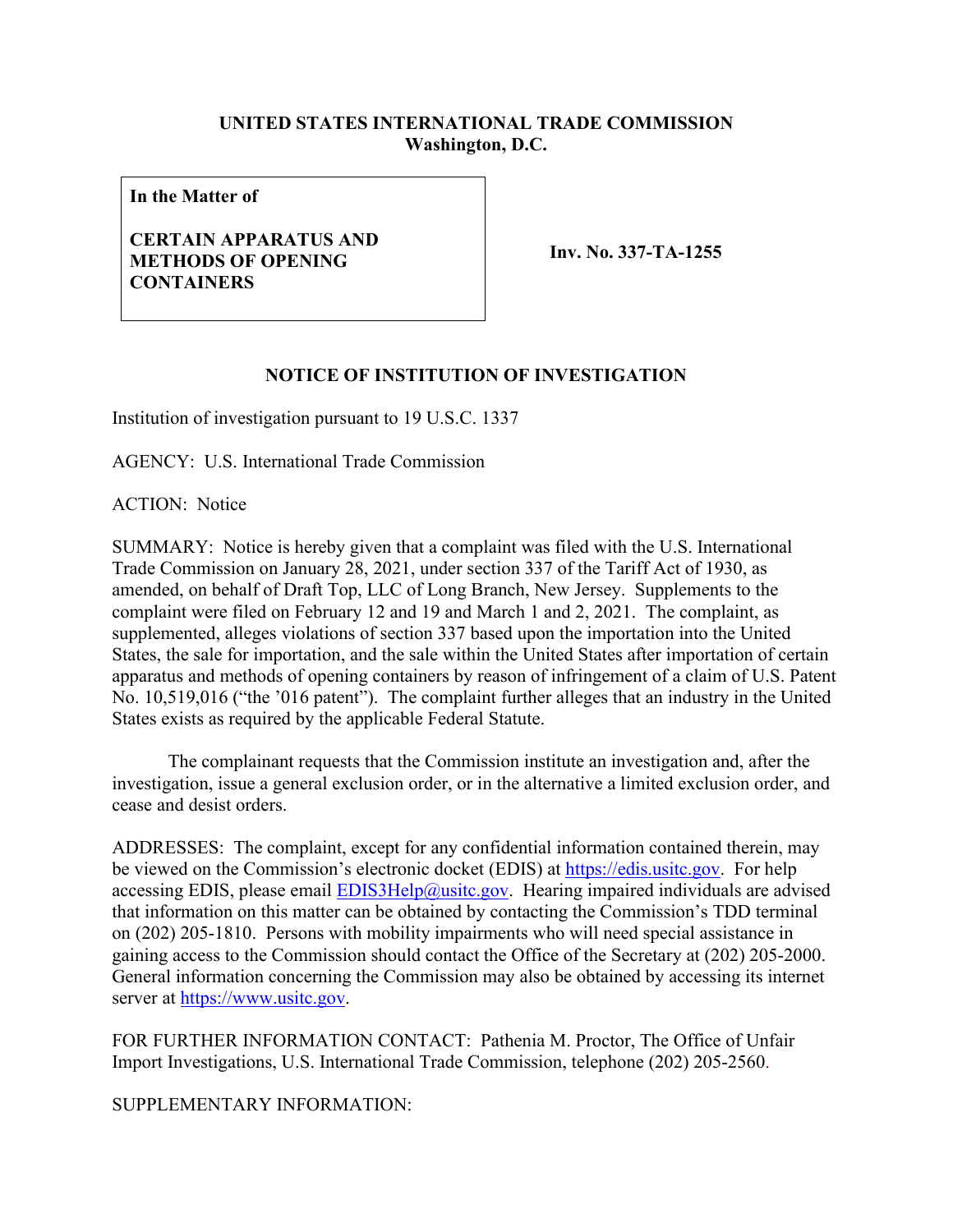**UNITED STATES INTERNATIONAL TRADE COMMISSION**
**Washington, D.C.**

| **In the Matter of**<br><br>**CERTAIN APPARATUS AND METHODS OF OPENING CONTAINERS** | **Inv. No. 337-TA-1255** |
|---|---|

## NOTICE OF INSTITUTION OF INVESTIGATION

Institution of investigation pursuant to 19 U.S.C. 1337

AGENCY: U.S. International Trade Commission

ACTION: Notice

SUMMARY: Notice is hereby given that a complaint was filed with the U.S. International Trade Commission on January 28, 2021, under section 337 of the Tariff Act of 1930, as amended, on behalf of Draft Top, LLC of Long Branch, New Jersey. Supplements to the complaint were filed on February 12 and 19 and March 1 and 2, 2021. The complaint, as supplemented, alleges violations of section 337 based upon the importation into the United States, the sale for importation, and the sale within the United States after importation of certain apparatus and methods of opening containers by reason of infringement of a claim of U.S. Patent No. 10,519,016 ("the '016 patent"). The complaint further alleges that an industry in the United States exists as required by the applicable Federal Statute.

The complainant requests that the Commission institute an investigation and, after the investigation, issue a general exclusion order, or in the alternative a limited exclusion order, and cease and desist orders.

ADDRESSES: The complaint, except for any confidential information contained therein, may be viewed on the Commission's electronic docket (EDIS) at https://edis.usitc.gov. For help accessing EDIS, please email EDIS3Help@usitc.gov. Hearing impaired individuals are advised that information on this matter can be obtained by contacting the Commission's TDD terminal on (202) 205-1810. Persons with mobility impairments who will need special assistance in gaining access to the Commission should contact the Office of the Secretary at (202) 205-2000. General information concerning the Commission may also be obtained by accessing its internet server at https://www.usitc.gov.

FOR FURTHER INFORMATION CONTACT: Pathenia M. Proctor, The Office of Unfair Import Investigations, U.S. International Trade Commission, telephone (202) 205-2560.

SUPPLEMENTARY INFORMATION: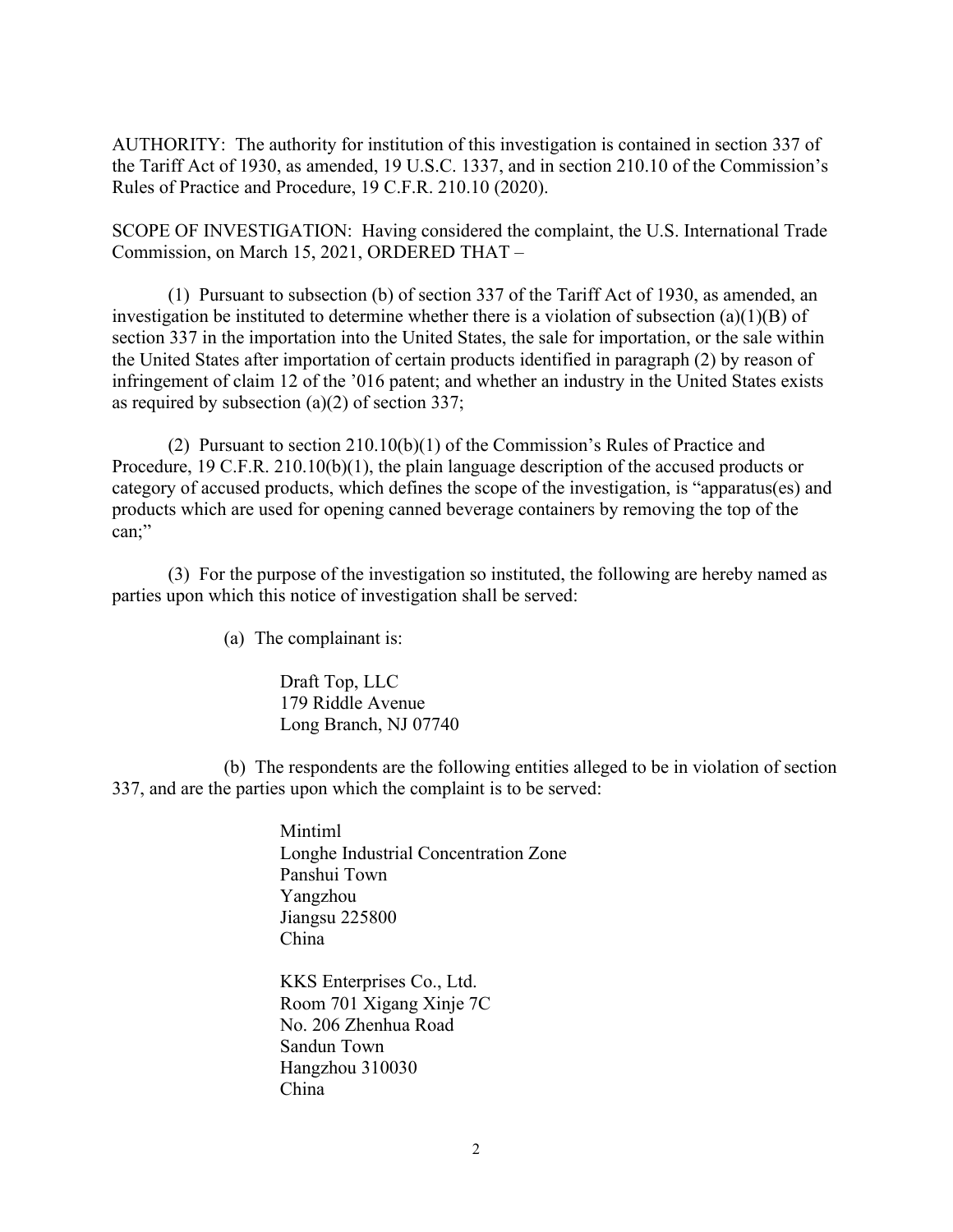AUTHORITY: The authority for institution of this investigation is contained in section 337 of the Tariff Act of 1930, as amended, 19 U.S.C. 1337, and in section 210.10 of the Commission's Rules of Practice and Procedure, 19 C.F.R. 210.10 (2020).

SCOPE OF INVESTIGATION: Having considered the complaint, the U.S. International Trade Commission, on March 15, 2021, ORDERED THAT –

(1) Pursuant to subsection (b) of section 337 of the Tariff Act of 1930, as amended, an investigation be instituted to determine whether there is a violation of subsection (a)(1)(B) of section 337 in the importation into the United States, the sale for importation, or the sale within the United States after importation of certain products identified in paragraph (2) by reason of infringement of claim 12 of the '016 patent; and whether an industry in the United States exists as required by subsection (a)(2) of section 337;

(2) Pursuant to section 210.10(b)(1) of the Commission's Rules of Practice and Procedure, 19 C.F.R. 210.10(b)(1), the plain language description of the accused products or category of accused products, which defines the scope of the investigation, is "apparatus(es) and products which are used for opening canned beverage containers by removing the top of the can;"

(3) For the purpose of the investigation so instituted, the following are hereby named as parties upon which this notice of investigation shall be served:

(a) The complainant is:

Draft Top, LLC
179 Riddle Avenue
Long Branch, NJ 07740

(b) The respondents are the following entities alleged to be in violation of section 337, and are the parties upon which the complaint is to be served:

Mintiml
Longhe Industrial Concentration Zone
Panshui Town
Yangzhou
Jiangsu 225800
China

KKS Enterprises Co., Ltd.
Room 701 Xigang Xinje 7C
No. 206 Zhenhua Road
Sandun Town
Hangzhou 310030
China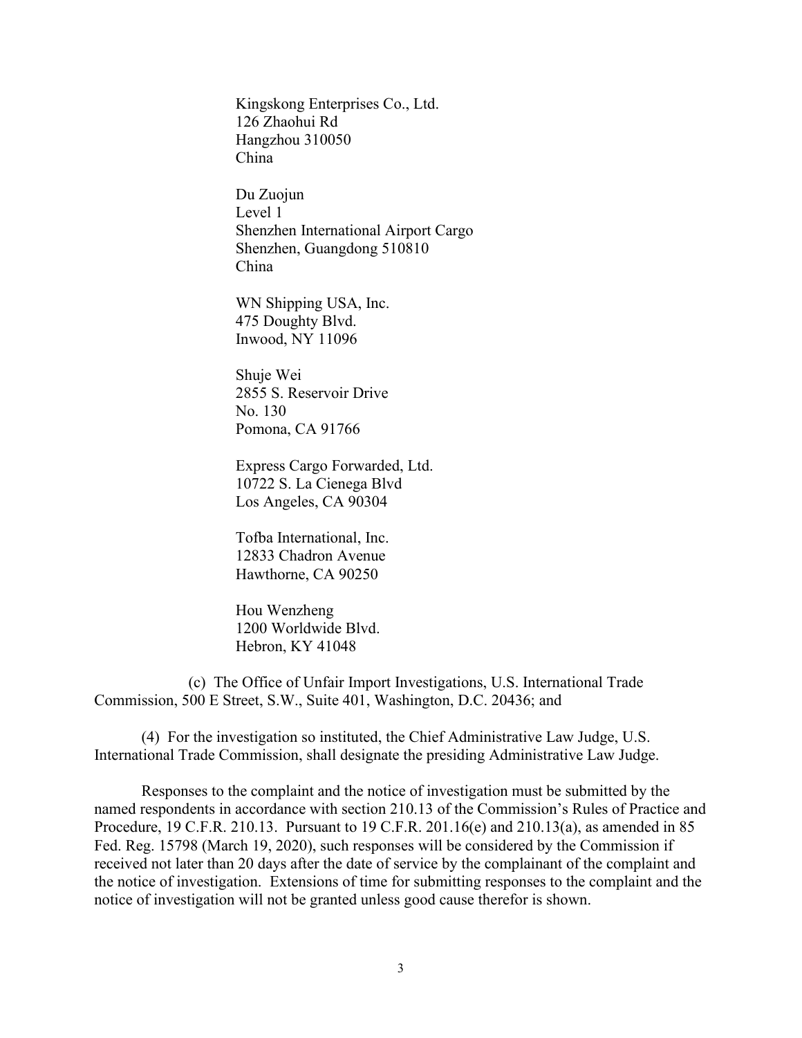Kingskong Enterprises Co., Ltd.
126 Zhaohui Rd
Hangzhou 310050
China

Du Zuojun
Level 1
Shenzhen International Airport Cargo
Shenzhen, Guangdong 510810
China

WN Shipping USA, Inc.
475 Doughty Blvd.
Inwood, NY 11096

Shuje Wei
2855 S. Reservoir Drive
No. 130
Pomona, CA 91766

Express Cargo Forwarded, Ltd.
10722 S. La Cienega Blvd
Los Angeles, CA 90304

Tofba International, Inc.
12833 Chadron Avenue
Hawthorne, CA 90250

Hou Wenzheng
1200 Worldwide Blvd.
Hebron, KY 41048

(c) The Office of Unfair Import Investigations, U.S. International Trade Commission, 500 E Street, S.W., Suite 401, Washington, D.C. 20436; and

(4) For the investigation so instituted, the Chief Administrative Law Judge, U.S. International Trade Commission, shall designate the presiding Administrative Law Judge.

Responses to the complaint and the notice of investigation must be submitted by the named respondents in accordance with section 210.13 of the Commission's Rules of Practice and Procedure, 19 C.F.R. 210.13. Pursuant to 19 C.F.R. 201.16(e) and 210.13(a), as amended in 85 Fed. Reg. 15798 (March 19, 2020), such responses will be considered by the Commission if received not later than 20 days after the date of service by the complainant of the complaint and the notice of investigation. Extensions of time for submitting responses to the complaint and the notice of investigation will not be granted unless good cause therefor is shown.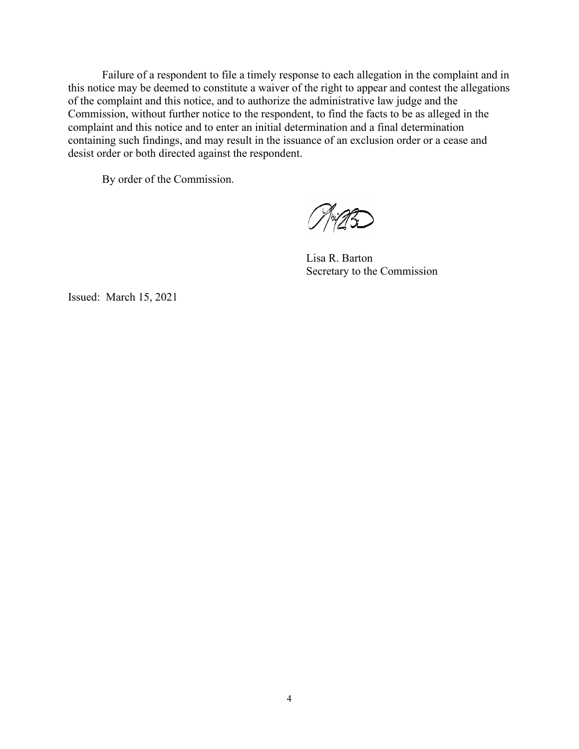Failure of a respondent to file a timely response to each allegation in the complaint and in this notice may be deemed to constitute a waiver of the right to appear and contest the allegations of the complaint and this notice, and to authorize the administrative law judge and the Commission, without further notice to the respondent, to find the facts to be as alleged in the complaint and this notice and to enter an initial determination and a final determination containing such findings, and may result in the issuance of an exclusion order or a cease and desist order or both directed against the respondent.

By order of the Commission.

Lisa R. Barton
Secretary to the Commission

Issued: March 15, 2021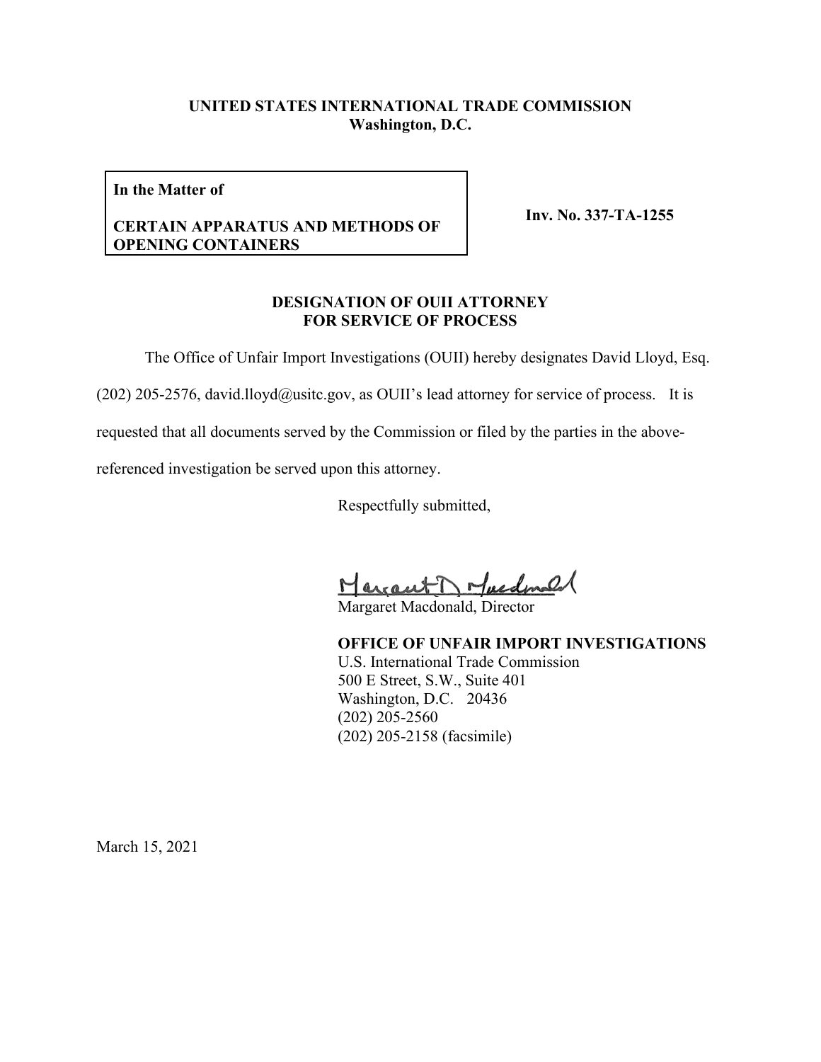**UNITED STATES INTERNATIONAL TRADE COMMISSION**
**Washington, D.C.**

| **In the Matter of**<br><br>**CERTAIN APPARATUS AND METHODS OF OPENING CONTAINERS** | **Inv. No. 337-TA-1255** |
|---|---|

**DESIGNATION OF OUII ATTORNEY**
**FOR SERVICE OF PROCESS**

The Office of Unfair Import Investigations (OUII) hereby designates David Lloyd, Esq. (202) 205-2576, david.lloyd@usitc.gov, as OUII's lead attorney for service of process. It is requested that all documents served by the Commission or filed by the parties in the above-referenced investigation be served upon this attorney.

Respectfully submitted,

Margaret D Macdonald

Margaret Macdonald, Director

**OFFICE OF UNFAIR IMPORT INVESTIGATIONS**
U.S. International Trade Commission
500 E Street, S.W., Suite 401
Washington, D.C. 20436
(202) 205-2560
(202) 205-2158 (facsimile)

March 15, 2021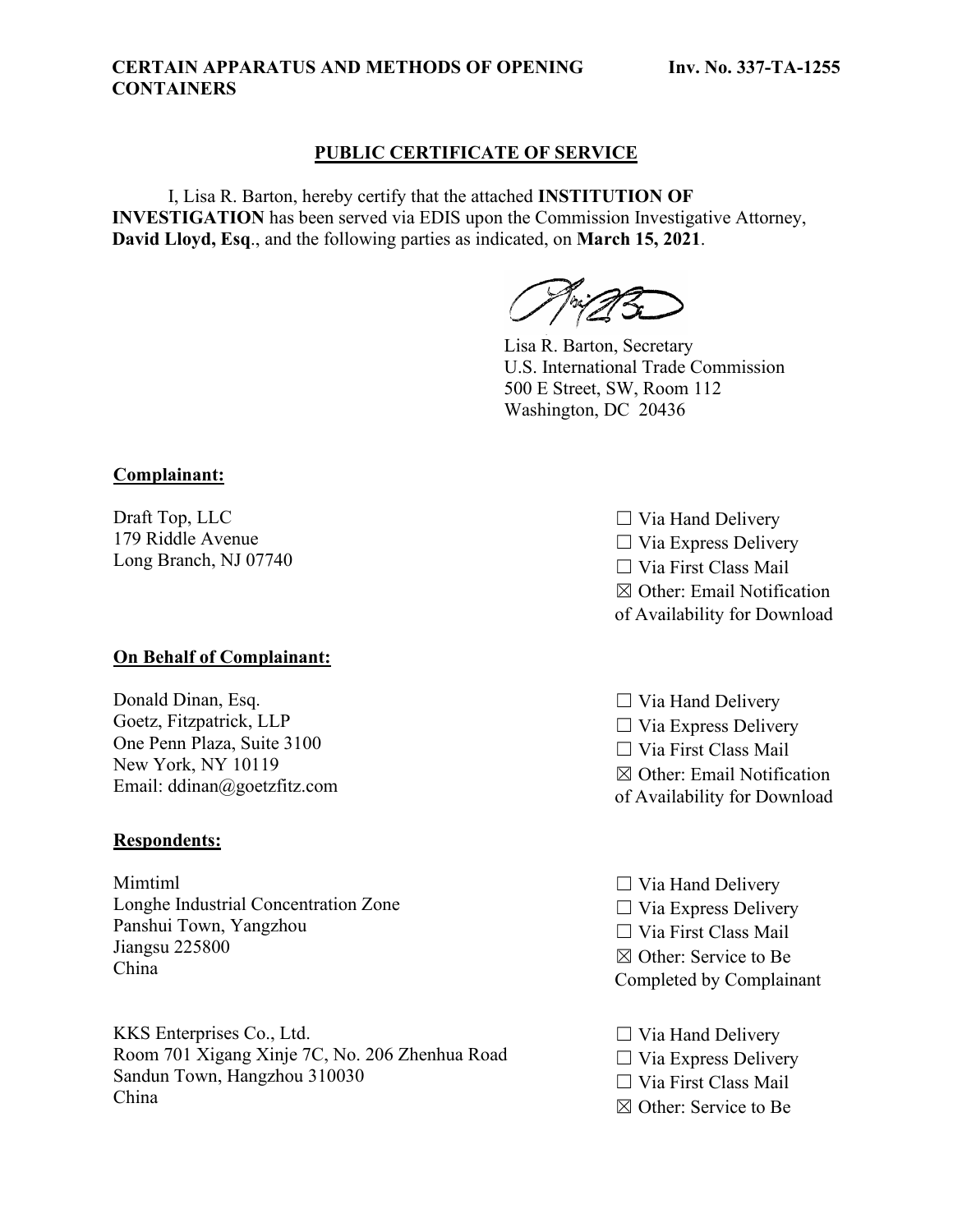**CERTAIN APPARATUS AND METHODS OF OPENING CONTAINERS** **Inv. No. 337-TA-1255**

## PUBLIC CERTIFICATE OF SERVICE

I, Lisa R. Barton, hereby certify that the attached **INSTITUTION OF INVESTIGATION** has been served via EDIS upon the Commission Investigative Attorney, **David Lloyd, Esq**., and the following parties as indicated, on **March 15, 2021**.

Lisa R. Barton, Secretary
U.S. International Trade Commission
500 E Street, SW, Room 112
Washington, DC 20436

**Complainant:**

Draft Top, LLC
179 Riddle Avenue
Long Branch, NJ 07740

☐ Via Hand Delivery
☐ Via Express Delivery
☐ Via First Class Mail
☒ Other: Email Notification of Availability for Download

**On Behalf of Complainant:**

Donald Dinan, Esq.
Goetz, Fitzpatrick, LLP
One Penn Plaza, Suite 3100
New York, NY 10119
Email: ddinan@goetzfitz.com

☐ Via Hand Delivery
☐ Via Express Delivery
☐ Via First Class Mail
☒ Other: Email Notification of Availability for Download

**Respondents:**

Mimtiml
Longhe Industrial Concentration Zone
Panshui Town, Yangzhou
Jiangsu 225800
China

☐ Via Hand Delivery
☐ Via Express Delivery
☐ Via First Class Mail
☒ Other: Service to Be Completed by Complainant

KKS Enterprises Co., Ltd.
Room 701 Xigang Xinje 7C, No. 206 Zhenhua Road
Sandun Town, Hangzhou 310030
China

☐ Via Hand Delivery
☐ Via Express Delivery
☐ Via First Class Mail
☒ Other: Service to Be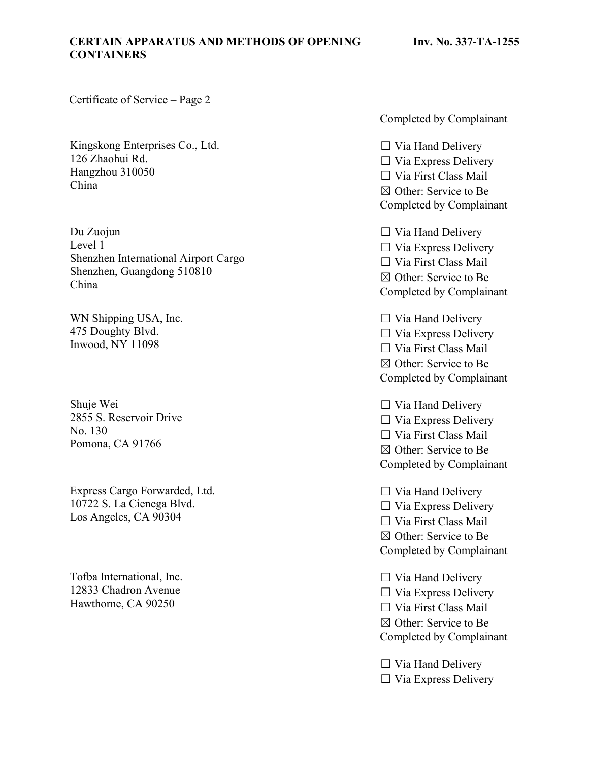Certificate of Service – Page 2

Completed by Complainant

Kingskong Enterprises Co., Ltd.
126 Zhaohui Rd.
Hangzhou 310050
China

☐ Via Hand Delivery
☐ Via Express Delivery
☐ Via First Class Mail
☒ Other: Service to Be Completed by Complainant

Du Zuojun
Level 1
Shenzhen International Airport Cargo
Shenzhen, Guangdong 510810
China

☐ Via Hand Delivery
☐ Via Express Delivery
☐ Via First Class Mail
☒ Other: Service to Be Completed by Complainant

WN Shipping USA, Inc.
475 Doughty Blvd.
Inwood, NY 11098

☐ Via Hand Delivery
☐ Via Express Delivery
☐ Via First Class Mail
☒ Other: Service to Be Completed by Complainant

Shuje Wei
2855 S. Reservoir Drive
No. 130
Pomona, CA 91766

☐ Via Hand Delivery
☐ Via Express Delivery
☐ Via First Class Mail
☒ Other: Service to Be Completed by Complainant

Express Cargo Forwarded, Ltd.
10722 S. La Cienega Blvd.
Los Angeles, CA 90304

☐ Via Hand Delivery
☐ Via Express Delivery
☐ Via First Class Mail
☒ Other: Service to Be Completed by Complainant

Tofba International, Inc.
12833 Chadron Avenue
Hawthorne, CA 90250

☐ Via Hand Delivery
☐ Via Express Delivery
☐ Via First Class Mail
☒ Other: Service to Be Completed by Complainant

☐ Via Hand Delivery
☐ Via Express Delivery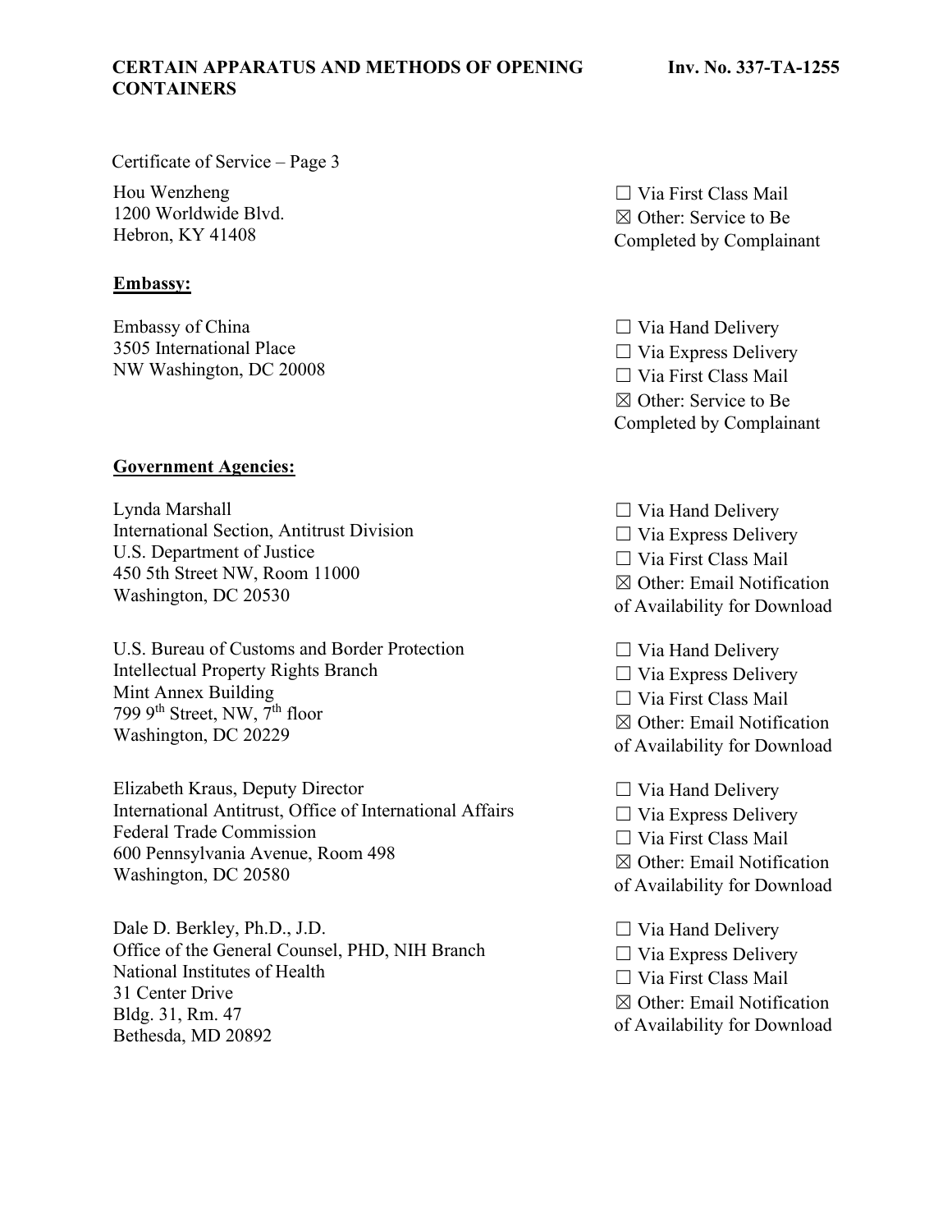Certificate of Service – Page 3

| | |
|---|---|
| Hou Wenzheng<br>1200 Worldwide Blvd.<br>Hebron, KY 41408 | ☐ Via First Class Mail<br>☒ Other: Service to Be Completed by Complainant |

**Embassy:**

| | |
|---|---|
| Embassy of China<br>3505 International Place<br>NW Washington, DC 20008 | ☐ Via Hand Delivery<br>☐ Via Express Delivery<br>☐ Via First Class Mail<br>☒ Other: Service to Be Completed by Complainant |

**Government Agencies:**

| | |
|---|---|
| Lynda Marshall<br>International Section, Antitrust Division<br>U.S. Department of Justice<br>450 5th Street NW, Room 11000<br>Washington, DC 20530 | ☐ Via Hand Delivery<br>☐ Via Express Delivery<br>☐ Via First Class Mail<br>☒ Other: Email Notification of Availability for Download |
| U.S. Bureau of Customs and Border Protection<br>Intellectual Property Rights Branch<br>Mint Annex Building<br>799 9th Street, NW, 7th floor<br>Washington, DC 20229 | ☐ Via Hand Delivery<br>☐ Via Express Delivery<br>☐ Via First Class Mail<br>☒ Other: Email Notification of Availability for Download |
| Elizabeth Kraus, Deputy Director<br>International Antitrust, Office of International Affairs<br>Federal Trade Commission<br>600 Pennsylvania Avenue, Room 498<br>Washington, DC 20580 | ☐ Via Hand Delivery<br>☐ Via Express Delivery<br>☐ Via First Class Mail<br>☒ Other: Email Notification of Availability for Download |
| Dale D. Berkley, Ph.D., J.D.<br>Office of the General Counsel, PHD, NIH Branch<br>National Institutes of Health<br>31 Center Drive<br>Bldg. 31, Rm. 47<br>Bethesda, MD 20892 | ☐ Via Hand Delivery<br>☐ Via Express Delivery<br>☐ Via First Class Mail<br>☒ Other: Email Notification of Availability for Download |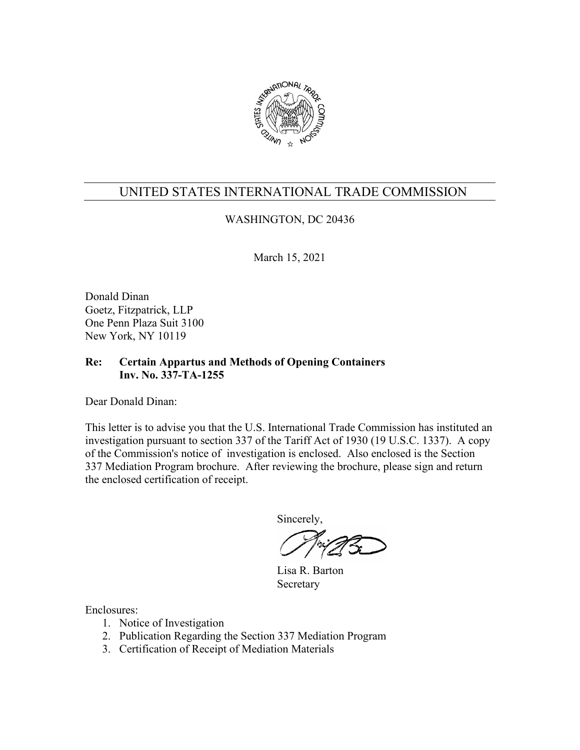# UNITED STATES INTERNATIONAL TRADE COMMISSION

WASHINGTON, DC 20436

March 15, 2021

Donald Dinan
Goetz, Fitzpatrick, LLP
One Penn Plaza Suit 3100
New York, NY 10119

**Re: Certain Appartus and Methods of Opening Containers**
**Inv. No. 337-TA-1255**

Dear Donald Dinan:

This letter is to advise you that the U.S. International Trade Commission has instituted an investigation pursuant to section 337 of the Tariff Act of 1930 (19 U.S.C. 1337). A copy of the Commission's notice of investigation is enclosed. Also enclosed is the Section 337 Mediation Program brochure. After reviewing the brochure, please sign and return the enclosed certification of receipt.

Sincerely,

Lisa R. Barton
Secretary

Enclosures:

1. Notice of Investigation
2. Publication Regarding the Section 337 Mediation Program
3. Certification of Receipt of Mediation Materials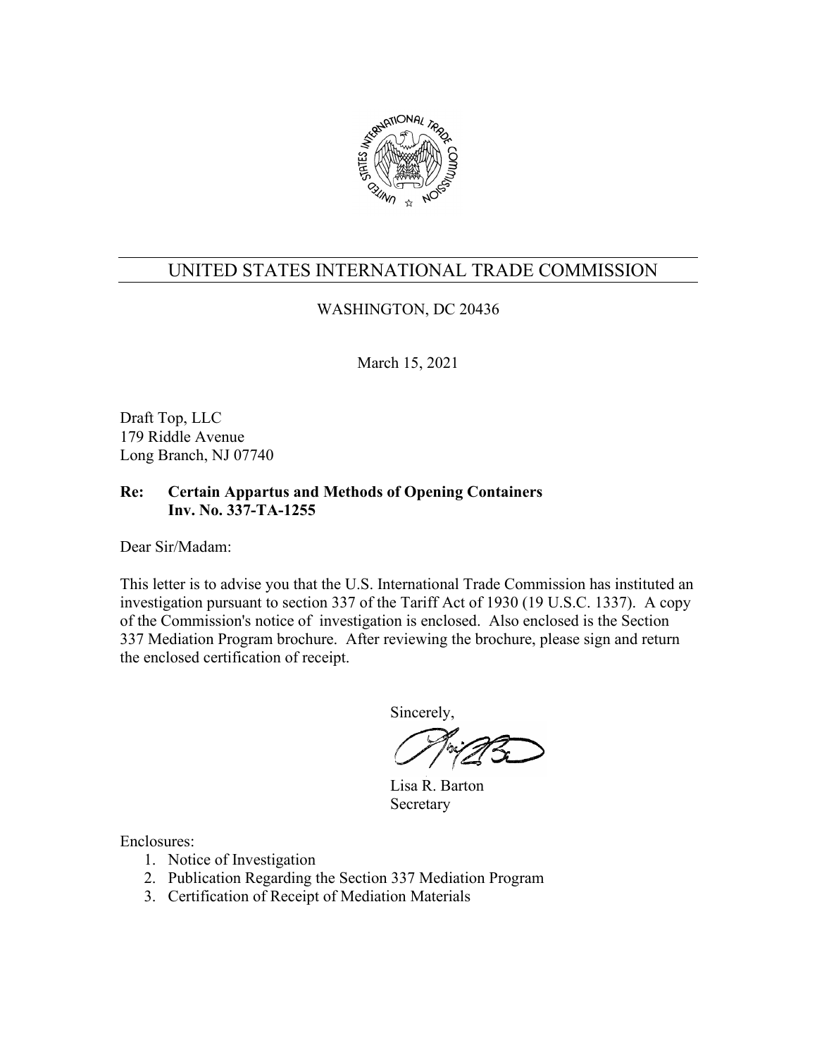# UNITED STATES INTERNATIONAL TRADE COMMISSION

WASHINGTON, DC 20436

March 15, 2021

Draft Top, LLC
179 Riddle Avenue
Long Branch, NJ 07740

**Re: Certain Appartus and Methods of Opening Containers**
**Inv. No. 337-TA-1255**

Dear Sir/Madam:

This letter is to advise you that the U.S. International Trade Commission has instituted an investigation pursuant to section 337 of the Tariff Act of 1930 (19 U.S.C. 1337). A copy of the Commission's notice of investigation is enclosed. Also enclosed is the Section 337 Mediation Program brochure. After reviewing the brochure, please sign and return the enclosed certification of receipt.

Sincerely,

Lisa R. Barton
Secretary

Enclosures:

1. Notice of Investigation
2. Publication Regarding the Section 337 Mediation Program
3. Certification of Receipt of Mediation Materials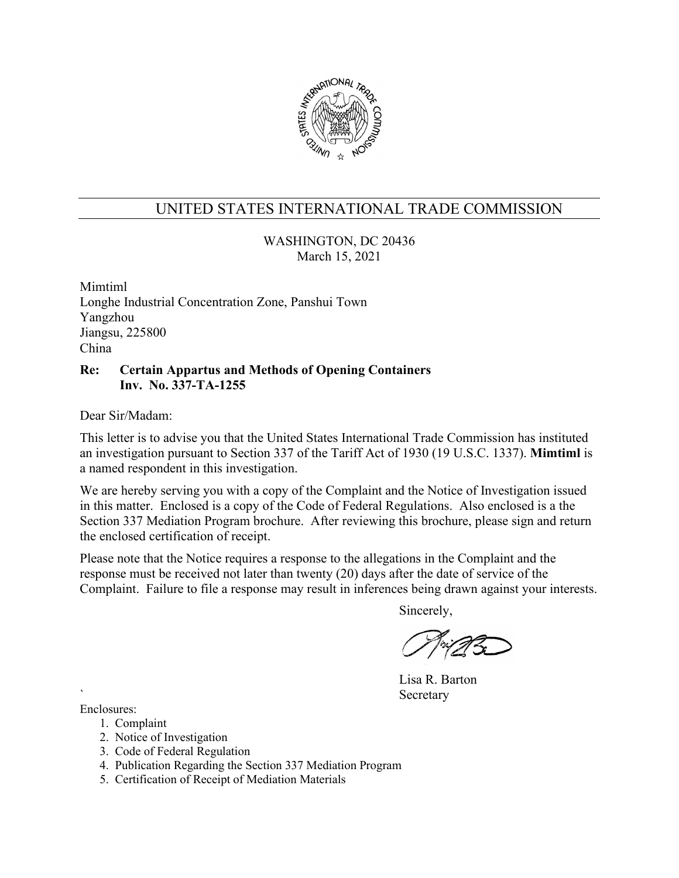# UNITED STATES INTERNATIONAL TRADE COMMISSION

WASHINGTON, DC 20436
March 15, 2021

Mimtiml
Longhe Industrial Concentration Zone, Panshui Town
Yangzhou
Jiangsu, 225800
China

**Re: Certain Appartus and Methods of Opening Containers**
**Inv. No. 337-TA-1255**

Dear Sir/Madam:

This letter is to advise you that the United States International Trade Commission has instituted an investigation pursuant to Section 337 of the Tariff Act of 1930 (19 U.S.C. 1337). **Mimtiml** is a named respondent in this investigation.

We are hereby serving you with a copy of the Complaint and the Notice of Investigation issued in this matter. Enclosed is a copy of the Code of Federal Regulations. Also enclosed is a the Section 337 Mediation Program brochure. After reviewing this brochure, please sign and return the enclosed certification of receipt.

Please note that the Notice requires a response to the allegations in the Complaint and the response must be received not later than twenty (20) days after the date of service of the Complaint. Failure to file a response may result in inferences being drawn against your interests.

Sincerely,

Lisa R. Barton
Secretary

`

Enclosures:

1. Complaint
2. Notice of Investigation
3. Code of Federal Regulation
4. Publication Regarding the Section 337 Mediation Program
5. Certification of Receipt of Mediation Materials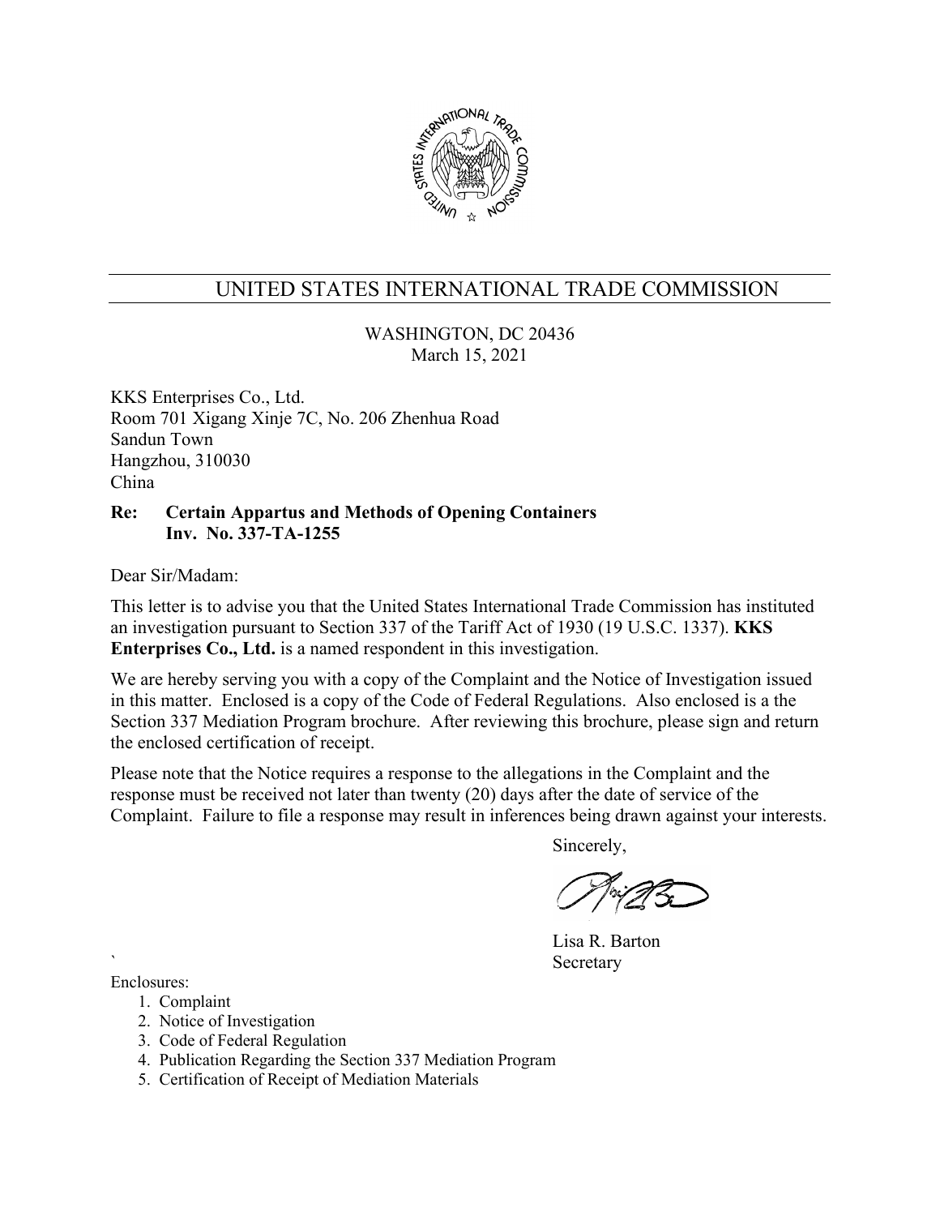# UNITED STATES INTERNATIONAL TRADE COMMISSION

WASHINGTON, DC 20436
March 15, 2021

KKS Enterprises Co., Ltd.
Room 701 Xigang Xinje 7C, No. 206 Zhenhua Road
Sandun Town
Hangzhou, 310030
China

**Re: Certain Appartus and Methods of Opening Containers**
**Inv. No. 337-TA-1255**

Dear Sir/Madam:

This letter is to advise you that the United States International Trade Commission has instituted an investigation pursuant to Section 337 of the Tariff Act of 1930 (19 U.S.C. 1337). **KKS Enterprises Co., Ltd.** is a named respondent in this investigation.

We are hereby serving you with a copy of the Complaint and the Notice of Investigation issued in this matter. Enclosed is a copy of the Code of Federal Regulations. Also enclosed is a the Section 337 Mediation Program brochure. After reviewing this brochure, please sign and return the enclosed certification of receipt.

Please note that the Notice requires a response to the allegations in the Complaint and the response must be received not later than twenty (20) days after the date of service of the Complaint. Failure to file a response may result in inferences being drawn against your interests.

Sincerely,

Lisa R. Barton
Secretary

Enclosures:

1. Complaint
2. Notice of Investigation
3. Code of Federal Regulation
4. Publication Regarding the Section 337 Mediation Program
5. Certification of Receipt of Mediation Materials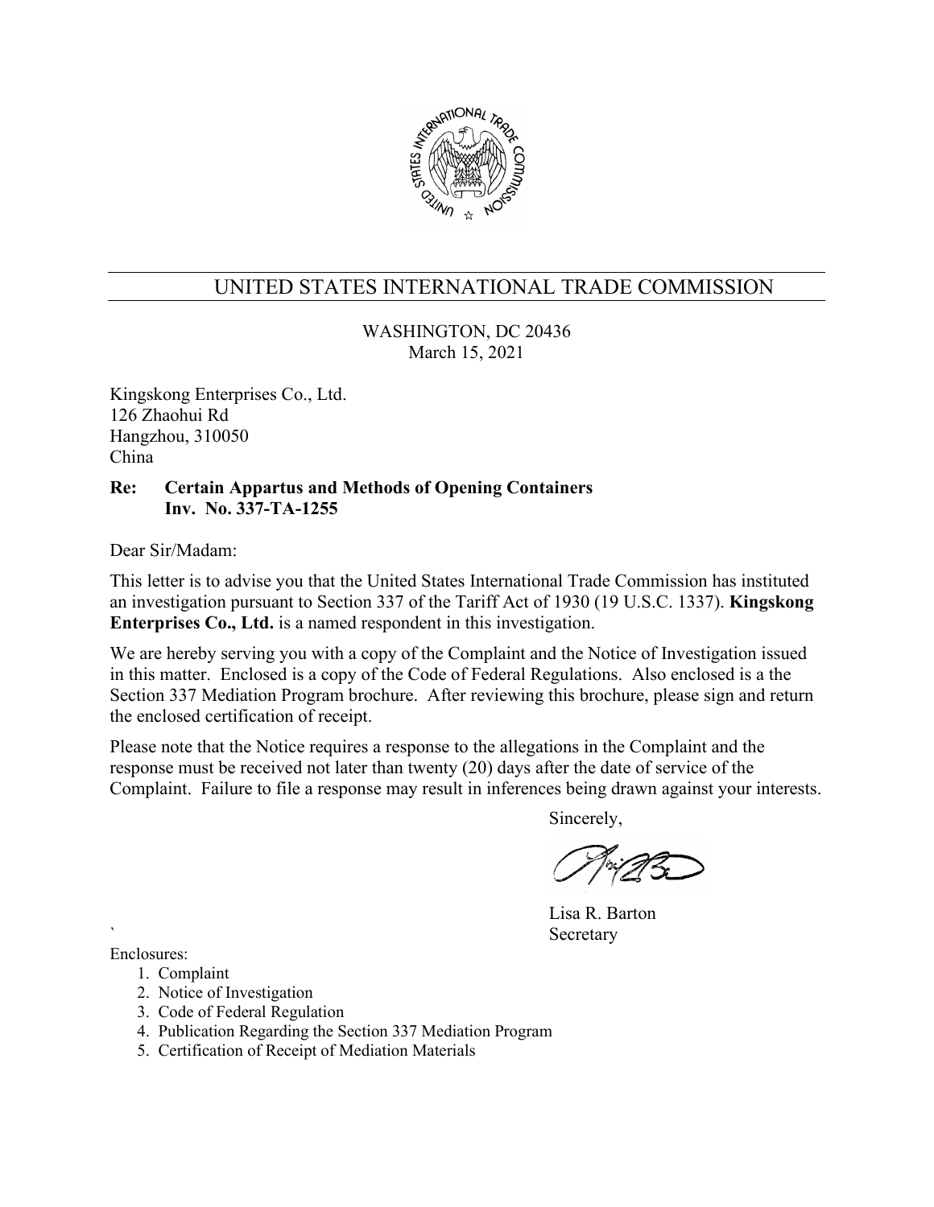# UNITED STATES INTERNATIONAL TRADE COMMISSION

WASHINGTON, DC 20436
March 15, 2021

Kingskong Enterprises Co., Ltd.
126 Zhaohui Rd
Hangzhou, 310050
China

**Re: Certain Appartus and Methods of Opening Containers**
**Inv. No. 337-TA-1255**

Dear Sir/Madam:

This letter is to advise you that the United States International Trade Commission has instituted an investigation pursuant to Section 337 of the Tariff Act of 1930 (19 U.S.C. 1337). **Kingskong Enterprises Co., Ltd.** is a named respondent in this investigation.

We are hereby serving you with a copy of the Complaint and the Notice of Investigation issued in this matter. Enclosed is a copy of the Code of Federal Regulations. Also enclosed is a the Section 337 Mediation Program brochure. After reviewing this brochure, please sign and return the enclosed certification of receipt.

Please note that the Notice requires a response to the allegations in the Complaint and the response must be received not later than twenty (20) days after the date of service of the Complaint. Failure to file a response may result in inferences being drawn against your interests.

Sincerely,

Lisa R. Barton
Secretary

Enclosures:

1. Complaint
2. Notice of Investigation
3. Code of Federal Regulation
4. Publication Regarding the Section 337 Mediation Program
5. Certification of Receipt of Mediation Materials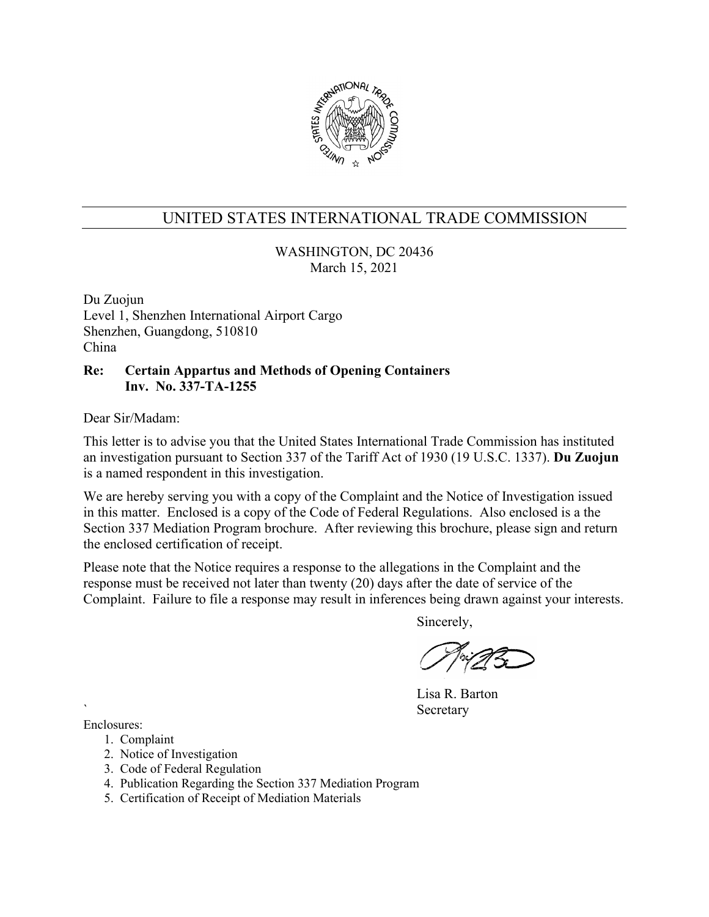UNITED STATES INTERNATIONAL TRADE COMMISSION

WASHINGTON, DC 20436
March 15, 2021

Du Zuojun
Level 1, Shenzhen International Airport Cargo
Shenzhen, Guangdong, 510810
China

**Re: Certain Appartus and Methods of Opening Containers**
**Inv. No. 337-TA-1255**

Dear Sir/Madam:

This letter is to advise you that the United States International Trade Commission has instituted an investigation pursuant to Section 337 of the Tariff Act of 1930 (19 U.S.C. 1337). **Du Zuojun** is a named respondent in this investigation.

We are hereby serving you with a copy of the Complaint and the Notice of Investigation issued in this matter. Enclosed is a copy of the Code of Federal Regulations. Also enclosed is a the Section 337 Mediation Program brochure. After reviewing this brochure, please sign and return the enclosed certification of receipt.

Please note that the Notice requires a response to the allegations in the Complaint and the response must be received not later than twenty (20) days after the date of service of the Complaint. Failure to file a response may result in inferences being drawn against your interests.

Sincerely,

Lisa R. Barton
Secretary

Enclosures:

1. Complaint
2. Notice of Investigation
3. Code of Federal Regulation
4. Publication Regarding the Section 337 Mediation Program
5. Certification of Receipt of Mediation Materials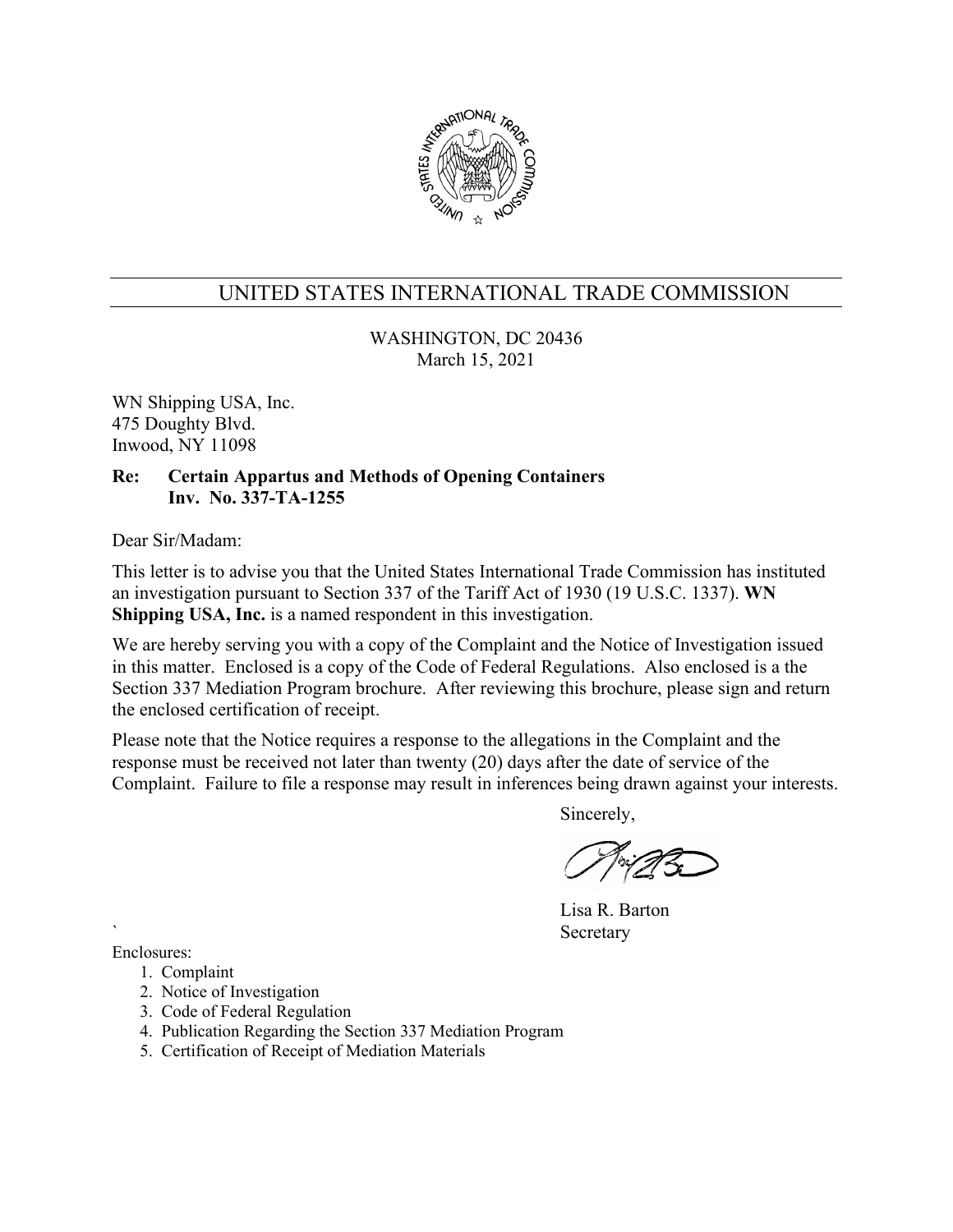# UNITED STATES INTERNATIONAL TRADE COMMISSION

WASHINGTON, DC 20436
March 15, 2021

WN Shipping USA, Inc.
475 Doughty Blvd.
Inwood, NY 11098

**Re: Certain Appartus and Methods of Opening Containers**
**Inv. No. 337-TA-1255**

Dear Sir/Madam:

This letter is to advise you that the United States International Trade Commission has instituted an investigation pursuant to Section 337 of the Tariff Act of 1930 (19 U.S.C. 1337). **WN Shipping USA, Inc.** is a named respondent in this investigation.

We are hereby serving you with a copy of the Complaint and the Notice of Investigation issued in this matter. Enclosed is a copy of the Code of Federal Regulations. Also enclosed is a the Section 337 Mediation Program brochure. After reviewing this brochure, please sign and return the enclosed certification of receipt.

Please note that the Notice requires a response to the allegations in the Complaint and the response must be received not later than twenty (20) days after the date of service of the Complaint. Failure to file a response may result in inferences being drawn against your interests.

Sincerely,

Lisa R. Barton
Secretary

Enclosures:

1. Complaint
2. Notice of Investigation
3. Code of Federal Regulation
4. Publication Regarding the Section 337 Mediation Program
5. Certification of Receipt of Mediation Materials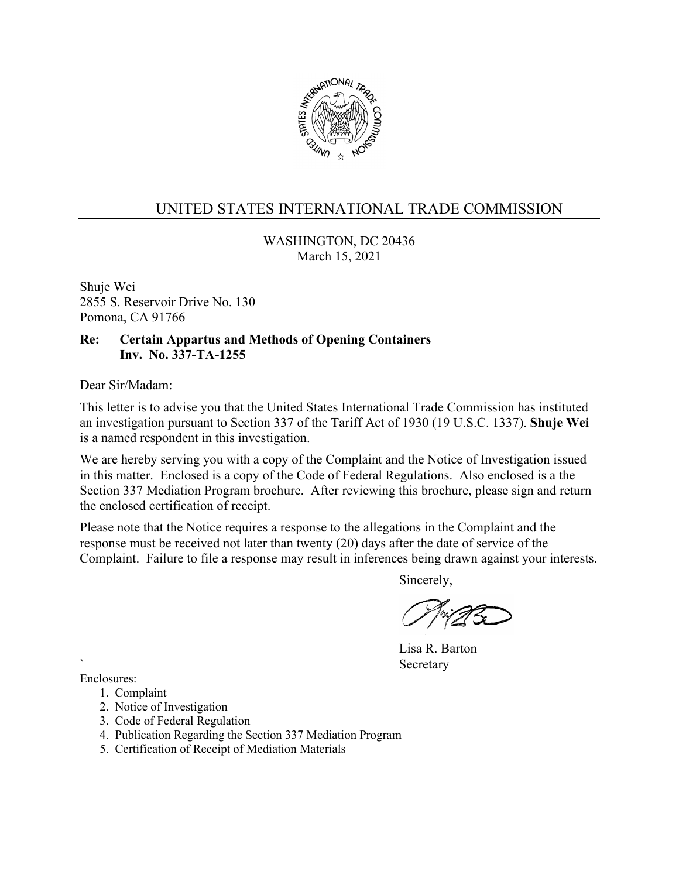# UNITED STATES INTERNATIONAL TRADE COMMISSION

WASHINGTON, DC 20436
March 15, 2021

Shuje Wei
2855 S. Reservoir Drive No. 130
Pomona, CA 91766

**Re: Certain Appartus and Methods of Opening Containers**
**Inv. No. 337-TA-1255**

Dear Sir/Madam:

This letter is to advise you that the United States International Trade Commission has instituted an investigation pursuant to Section 337 of the Tariff Act of 1930 (19 U.S.C. 1337). **Shuje Wei** is a named respondent in this investigation.

We are hereby serving you with a copy of the Complaint and the Notice of Investigation issued in this matter. Enclosed is a copy of the Code of Federal Regulations. Also enclosed is a the Section 337 Mediation Program brochure. After reviewing this brochure, please sign and return the enclosed certification of receipt.

Please note that the Notice requires a response to the allegations in the Complaint and the response must be received not later than twenty (20) days after the date of service of the Complaint. Failure to file a response may result in inferences being drawn against your interests.

Sincerely,

Lisa R. Barton
Secretary

Enclosures:

1. Complaint
2. Notice of Investigation
3. Code of Federal Regulation
4. Publication Regarding the Section 337 Mediation Program
5. Certification of Receipt of Mediation Materials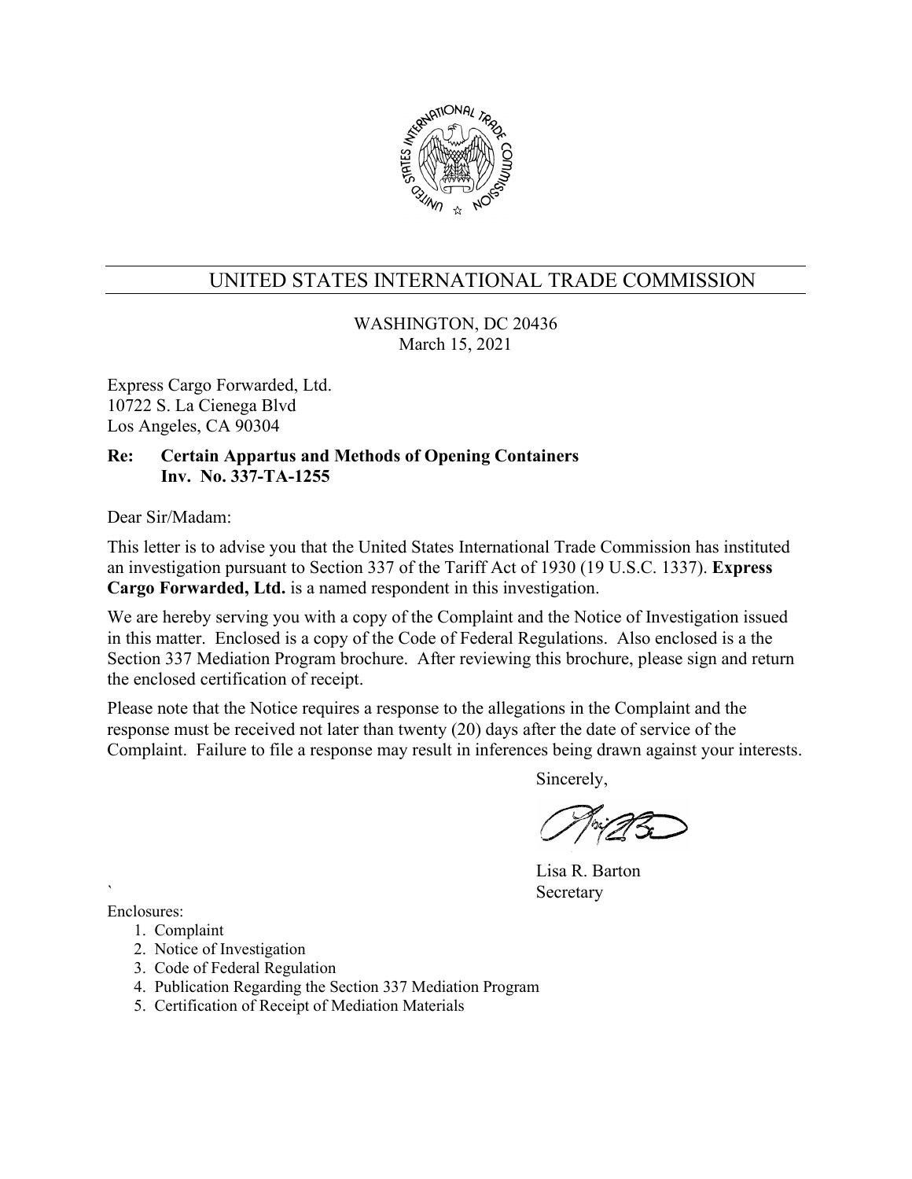# UNITED STATES INTERNATIONAL TRADE COMMISSION

WASHINGTON, DC 20436
March 15, 2021

Express Cargo Forwarded, Ltd.
10722 S. La Cienega Blvd
Los Angeles, CA 90304

**Re: Certain Appartus and Methods of Opening Containers**
**Inv. No. 337-TA-1255**

Dear Sir/Madam:

This letter is to advise you that the United States International Trade Commission has instituted an investigation pursuant to Section 337 of the Tariff Act of 1930 (19 U.S.C. 1337). **Express Cargo Forwarded, Ltd.** is a named respondent in this investigation.

We are hereby serving you with a copy of the Complaint and the Notice of Investigation issued in this matter. Enclosed is a copy of the Code of Federal Regulations. Also enclosed is a the Section 337 Mediation Program brochure. After reviewing this brochure, please sign and return the enclosed certification of receipt.

Please note that the Notice requires a response to the allegations in the Complaint and the response must be received not later than twenty (20) days after the date of service of the Complaint. Failure to file a response may result in inferences being drawn against your interests.

Sincerely,

Lisa R. Barton
Secretary

Enclosures:

1. Complaint
2. Notice of Investigation
3. Code of Federal Regulation
4. Publication Regarding the Section 337 Mediation Program
5. Certification of Receipt of Mediation Materials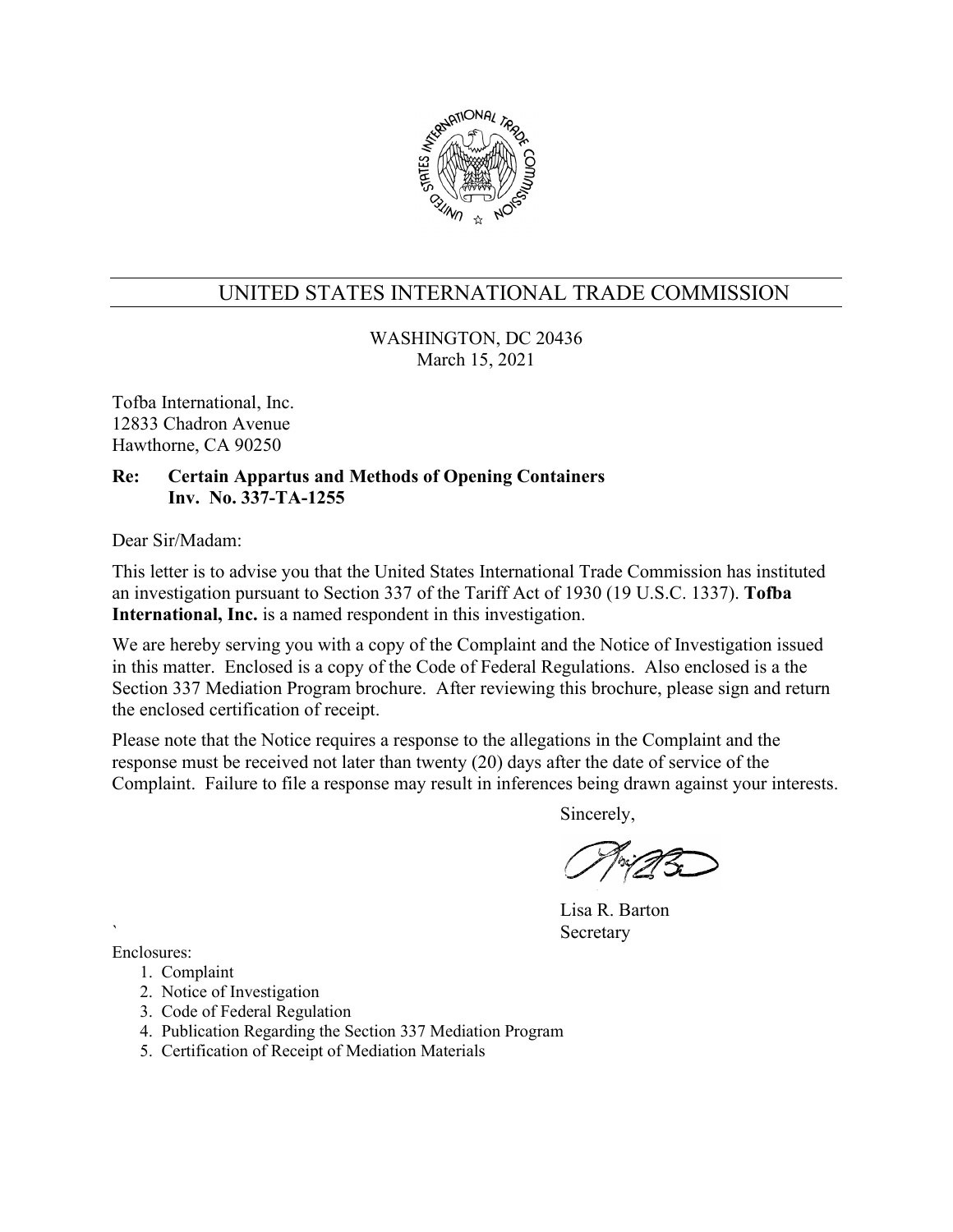# UNITED STATES INTERNATIONAL TRADE COMMISSION

WASHINGTON, DC 20436
March 15, 2021

Tofba International, Inc.
12833 Chadron Avenue
Hawthorne, CA 90250

**Re: Certain Appartus and Methods of Opening Containers**
**Inv. No. 337-TA-1255**

Dear Sir/Madam:

This letter is to advise you that the United States International Trade Commission has instituted an investigation pursuant to Section 337 of the Tariff Act of 1930 (19 U.S.C. 1337). **Tofba International, Inc.** is a named respondent in this investigation.

We are hereby serving you with a copy of the Complaint and the Notice of Investigation issued in this matter. Enclosed is a copy of the Code of Federal Regulations. Also enclosed is a the Section 337 Mediation Program brochure. After reviewing this brochure, please sign and return the enclosed certification of receipt.

Please note that the Notice requires a response to the allegations in the Complaint and the response must be received not later than twenty (20) days after the date of service of the Complaint. Failure to file a response may result in inferences being drawn against your interests.

Sincerely,

Lisa R. Barton
Secretary

Enclosures:

1. Complaint
2. Notice of Investigation
3. Code of Federal Regulation
4. Publication Regarding the Section 337 Mediation Program
5. Certification of Receipt of Mediation Materials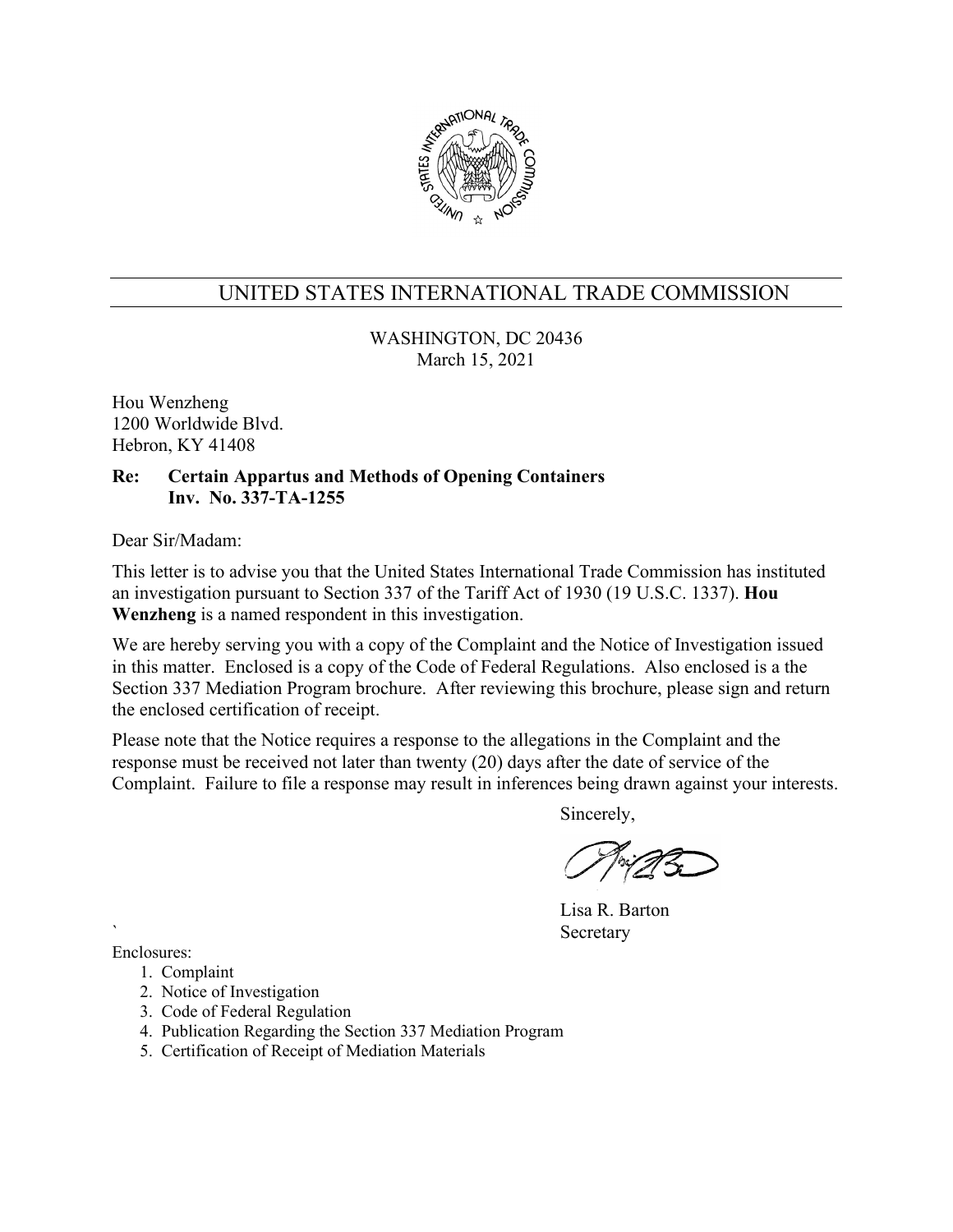# UNITED STATES INTERNATIONAL TRADE COMMISSION

WASHINGTON, DC 20436
March 15, 2021

Hou Wenzheng
1200 Worldwide Blvd.
Hebron, KY 41408

**Re: Certain Appartus and Methods of Opening Containers**
**Inv. No. 337-TA-1255**

Dear Sir/Madam:

This letter is to advise you that the United States International Trade Commission has instituted an investigation pursuant to Section 337 of the Tariff Act of 1930 (19 U.S.C. 1337). **Hou Wenzheng** is a named respondent in this investigation.

We are hereby serving you with a copy of the Complaint and the Notice of Investigation issued in this matter. Enclosed is a copy of the Code of Federal Regulations. Also enclosed is a the Section 337 Mediation Program brochure. After reviewing this brochure, please sign and return the enclosed certification of receipt.

Please note that the Notice requires a response to the allegations in the Complaint and the response must be received not later than twenty (20) days after the date of service of the Complaint. Failure to file a response may result in inferences being drawn against your interests.

Sincerely,

Lisa R. Barton
Secretary

Enclosures:

1. Complaint
2. Notice of Investigation
3. Code of Federal Regulation
4. Publication Regarding the Section 337 Mediation Program
5. Certification of Receipt of Mediation Materials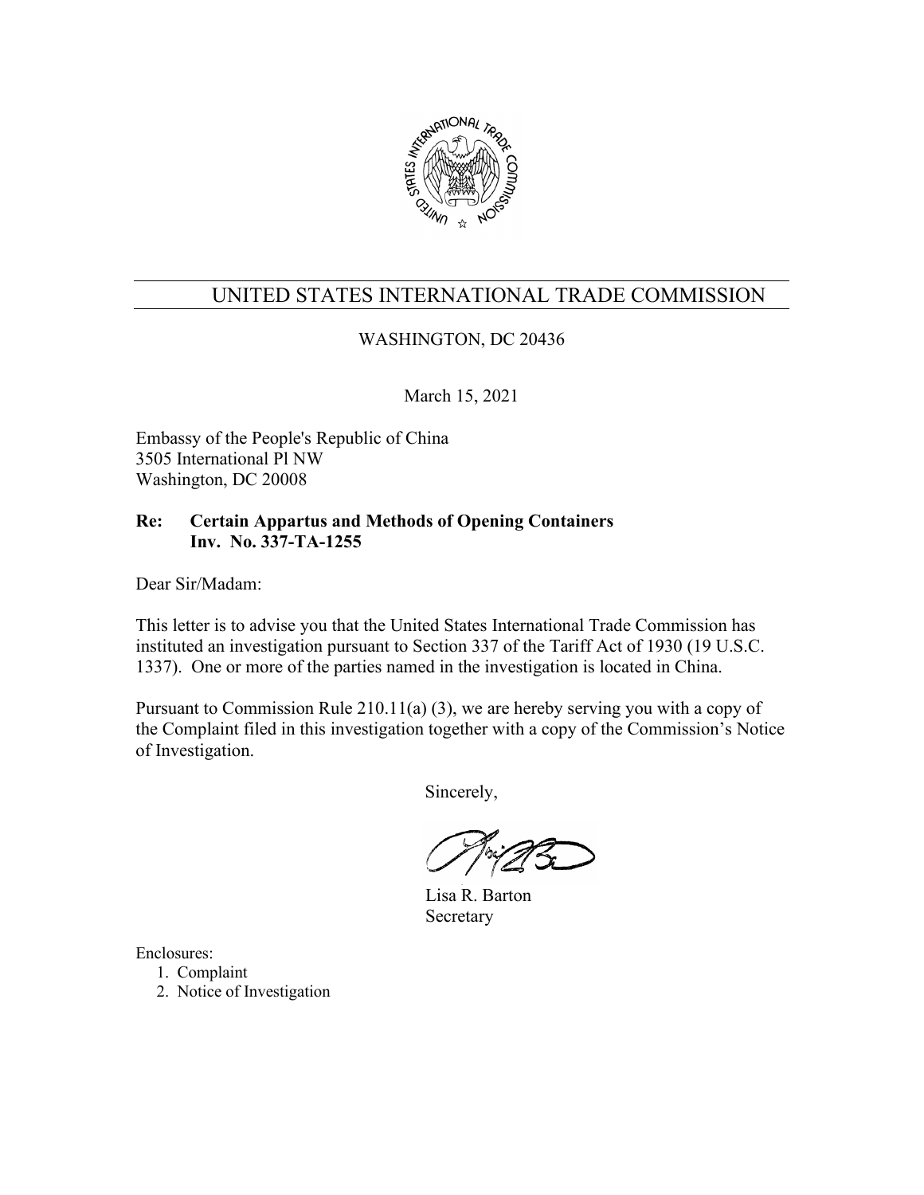# UNITED STATES INTERNATIONAL TRADE COMMISSION

WASHINGTON, DC 20436

March 15, 2021

Embassy of the People's Republic of China
3505 International Pl NW
Washington, DC 20008

**Re: Certain Appartus and Methods of Opening Containers**
**Inv. No. 337-TA-1255**

Dear Sir/Madam:

This letter is to advise you that the United States International Trade Commission has instituted an investigation pursuant to Section 337 of the Tariff Act of 1930 (19 U.S.C. 1337). One or more of the parties named in the investigation is located in China.

Pursuant to Commission Rule 210.11(a) (3), we are hereby serving you with a copy of the Complaint filed in this investigation together with a copy of the Commission's Notice of Investigation.

Sincerely,

Lisa R. Barton
Secretary

Enclosures:

1. Complaint
2. Notice of Investigation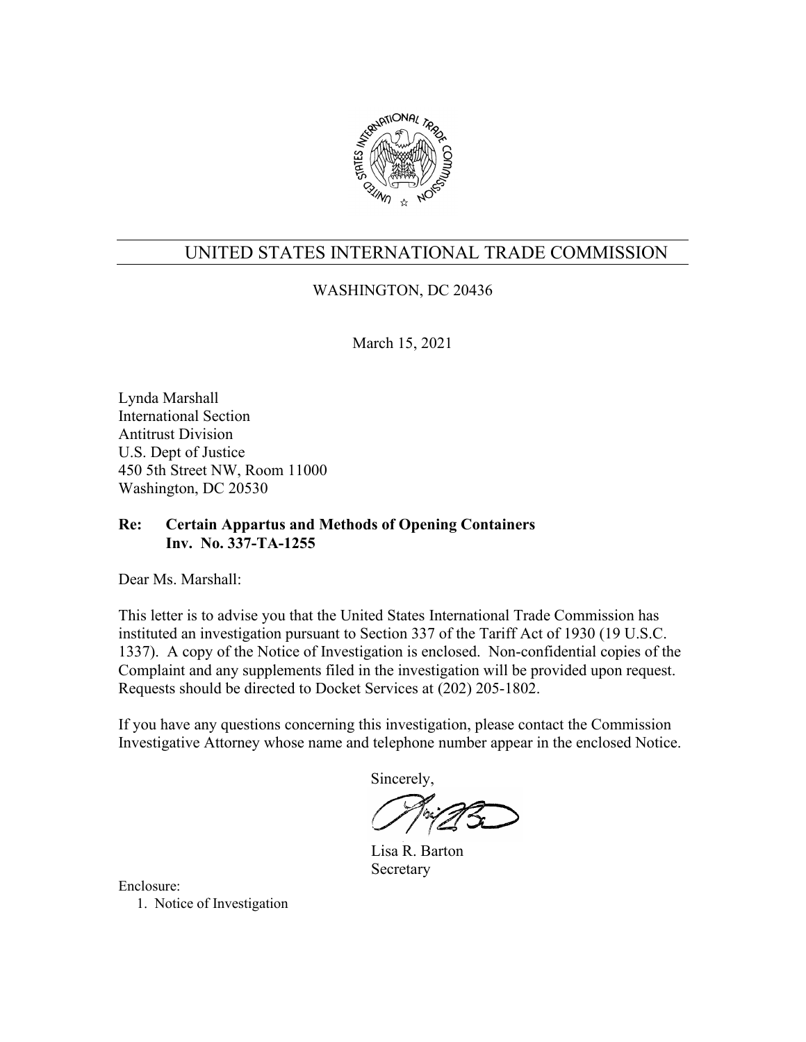# UNITED STATES INTERNATIONAL TRADE COMMISSION

WASHINGTON, DC 20436

March 15, 2021

Lynda Marshall
International Section
Antitrust Division
U.S. Dept of Justice
450 5th Street NW, Room 11000
Washington, DC 20530

**Re: Certain Appartus and Methods of Opening Containers**
**Inv. No. 337-TA-1255**

Dear Ms. Marshall:

This letter is to advise you that the United States International Trade Commission has instituted an investigation pursuant to Section 337 of the Tariff Act of 1930 (19 U.S.C. 1337). A copy of the Notice of Investigation is enclosed. Non-confidential copies of the Complaint and any supplements filed in the investigation will be provided upon request. Requests should be directed to Docket Services at (202) 205-1802.

If you have any questions concerning this investigation, please contact the Commission Investigative Attorney whose name and telephone number appear in the enclosed Notice.

Sincerely,

Lisa R. Barton
Secretary

Enclosure:

1. Notice of Investigation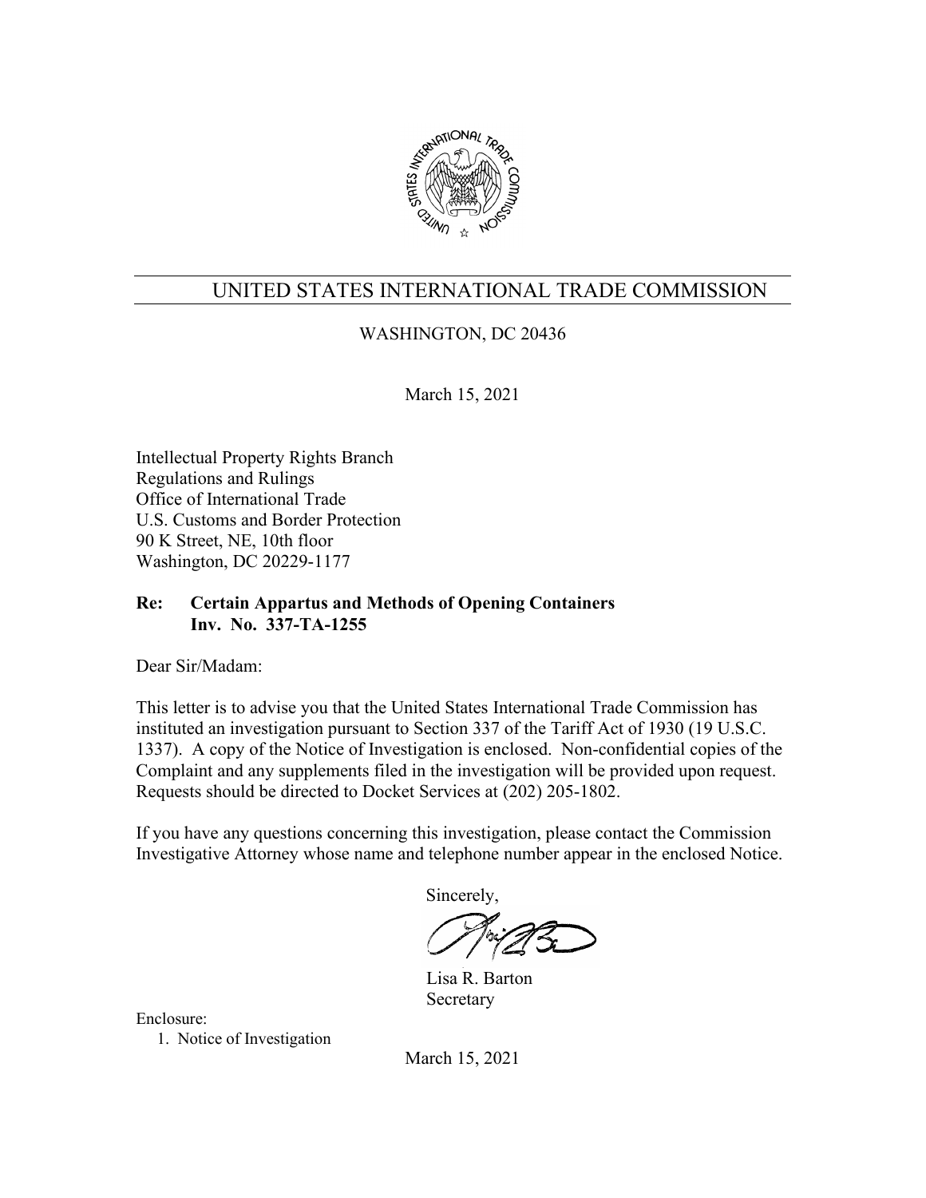# UNITED STATES INTERNATIONAL TRADE COMMISSION

WASHINGTON, DC 20436

March 15, 2021

Intellectual Property Rights Branch
Regulations and Rulings
Office of International Trade
U.S. Customs and Border Protection
90 K Street, NE, 10th floor
Washington, DC 20229-1177

**Re: Certain Appartus and Methods of Opening Containers**
**Inv. No. 337-TA-1255**

Dear Sir/Madam:

This letter is to advise you that the United States International Trade Commission has instituted an investigation pursuant to Section 337 of the Tariff Act of 1930 (19 U.S.C. 1337). A copy of the Notice of Investigation is enclosed. Non-confidential copies of the Complaint and any supplements filed in the investigation will be provided upon request. Requests should be directed to Docket Services at (202) 205-1802.

If you have any questions concerning this investigation, please contact the Commission Investigative Attorney whose name and telephone number appear in the enclosed Notice.

Sincerely,

Lisa R. Barton
Secretary

Enclosure:
1. Notice of Investigation

March 15, 2021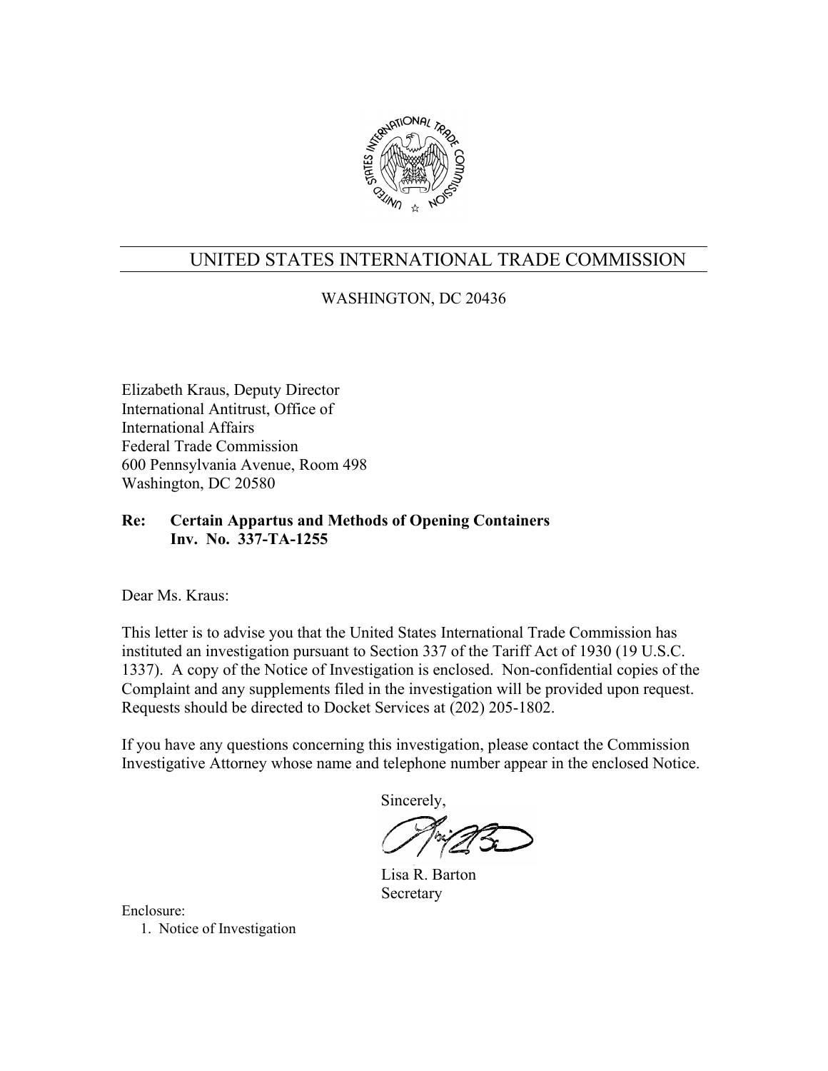# UNITED STATES INTERNATIONAL TRADE COMMISSION

WASHINGTON, DC 20436

Elizabeth Kraus, Deputy Director
International Antitrust, Office of
International Affairs
Federal Trade Commission
600 Pennsylvania Avenue, Room 498
Washington, DC 20580

**Re: Certain Appartus and Methods of Opening Containers**
**Inv. No. 337-TA-1255**

Dear Ms. Kraus:

This letter is to advise you that the United States International Trade Commission has instituted an investigation pursuant to Section 337 of the Tariff Act of 1930 (19 U.S.C. 1337). A copy of the Notice of Investigation is enclosed. Non-confidential copies of the Complaint and any supplements filed in the investigation will be provided upon request. Requests should be directed to Docket Services at (202) 205-1802.

If you have any questions concerning this investigation, please contact the Commission Investigative Attorney whose name and telephone number appear in the enclosed Notice.

Sincerely,

Lisa R. Barton
Secretary

Enclosure:

1. Notice of Investigation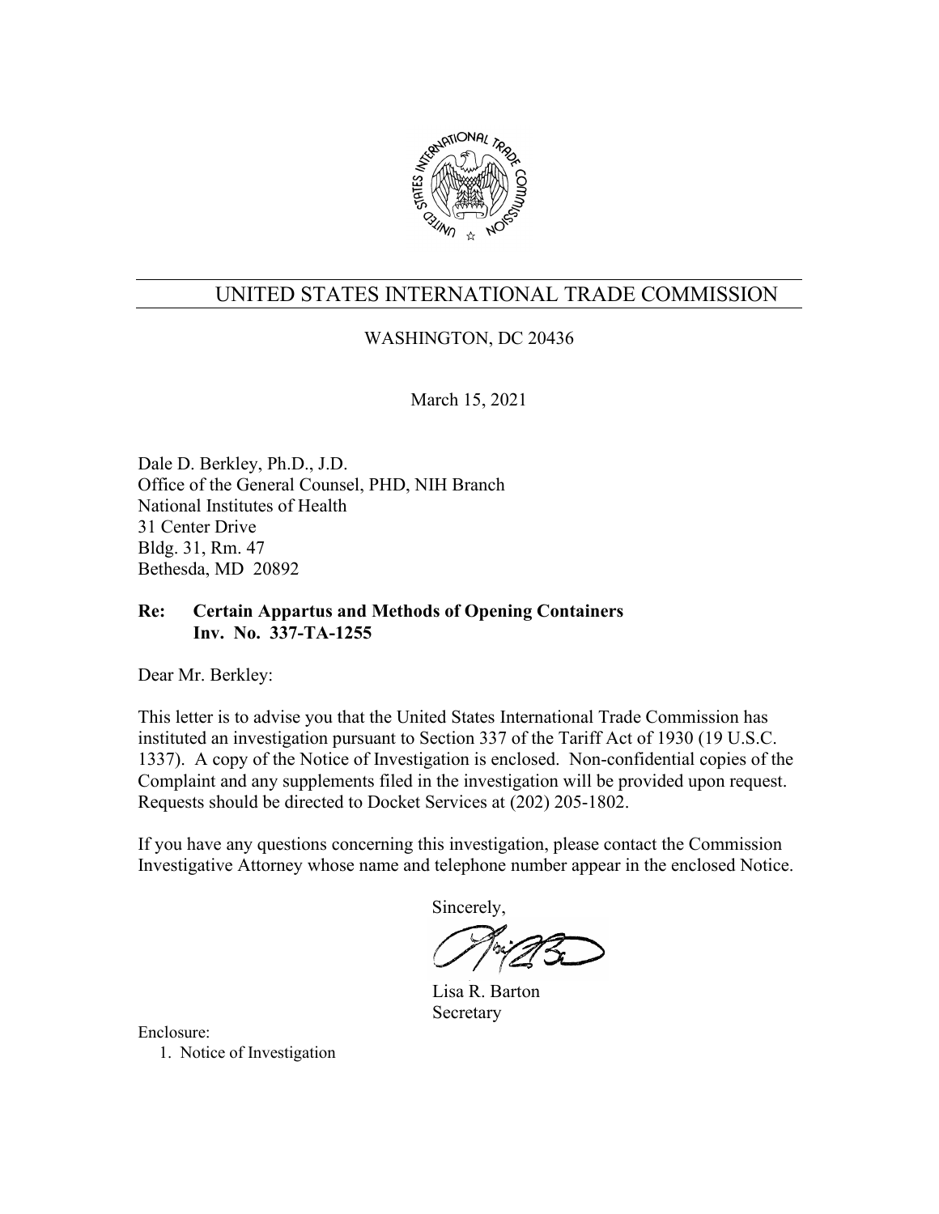# UNITED STATES INTERNATIONAL TRADE COMMISSION

WASHINGTON, DC 20436

March 15, 2021

Dale D. Berkley, Ph.D., J.D.
Office of the General Counsel, PHD, NIH Branch
National Institutes of Health
31 Center Drive
Bldg. 31, Rm. 47
Bethesda, MD 20892

**Re: Certain Appartus and Methods of Opening Containers**
**Inv. No. 337-TA-1255**

Dear Mr. Berkley:

This letter is to advise you that the United States International Trade Commission has instituted an investigation pursuant to Section 337 of the Tariff Act of 1930 (19 U.S.C. 1337). A copy of the Notice of Investigation is enclosed. Non-confidential copies of the Complaint and any supplements filed in the investigation will be provided upon request. Requests should be directed to Docket Services at (202) 205-1802.

If you have any questions concerning this investigation, please contact the Commission Investigative Attorney whose name and telephone number appear in the enclosed Notice.

Sincerely,

Lisa R. Barton
Secretary

Enclosure:

1. Notice of Investigation